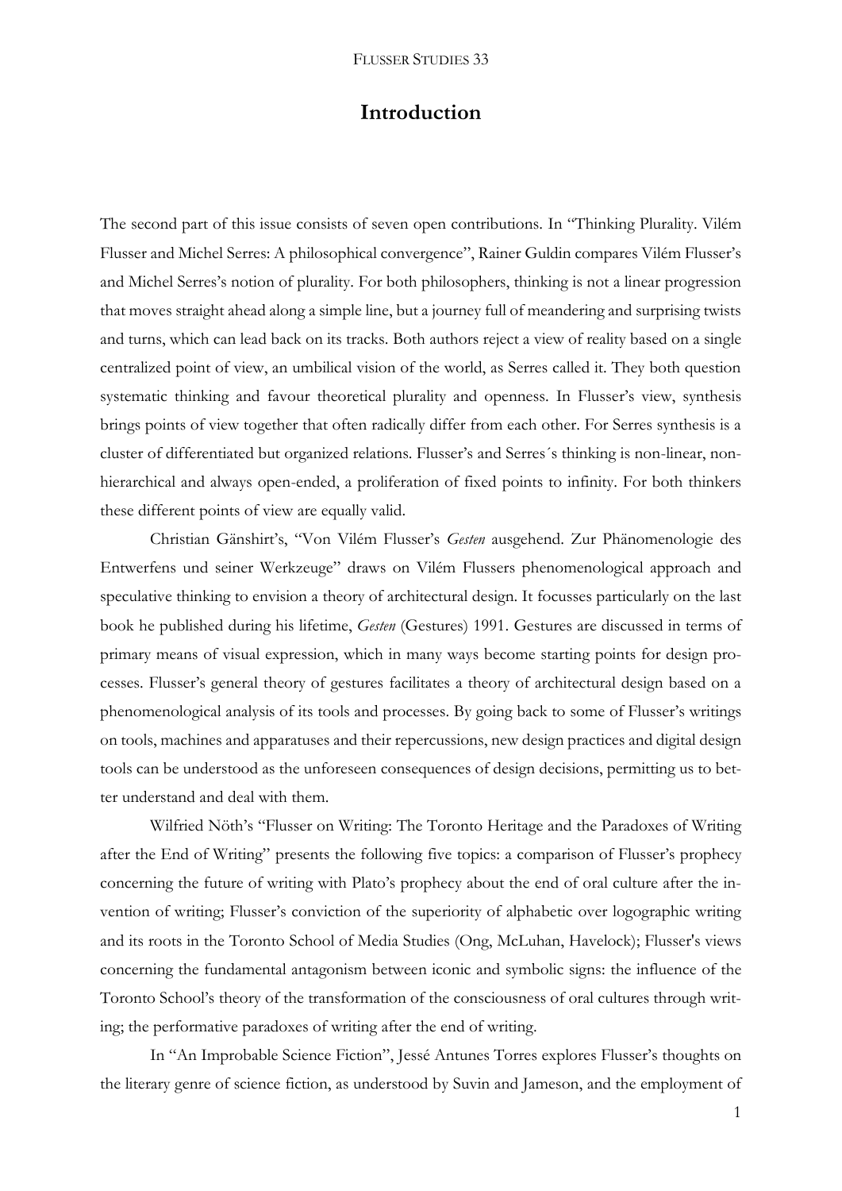# Introduction

The second part of this issue consists of seven open contributions. In "Thinking Plurality. Vilém Flusser and Michel Serres: A philosophical convergence", Rainer Guldin compares Vilém Flusser's and Michel Serres's notion of plurality. For both philosophers, thinking is not a linear progression that moves straight ahead along a simple line, but a journey full of meandering and surprising twists and turns, which can lead back on its tracks. Both authors reject a view of reality based on a single centralized point of view, an umbilical vision of the world, as Serres called it. They both question systematic thinking and favour theoretical plurality and openness. In Flusser's view, synthesis brings points of view together that often radically differ from each other. For Serres synthesis is a cluster of differentiated but organized relations. Flusser's and Serres´s thinking is non-linear, non-hierarchical and always open-ended, a proliferation of fixed points to infinity. For both thinkers these different points of view are equally valid.

Christian Gänshirt's, "Von Vilém Flusser's *Gesten* ausgehend. Zur Phänomenologie des Entwerfens und seiner Werkzeuge" draws on Vilém Flussers phenomenological approach and speculative thinking to envision a theory of architectural design. It focusses particularly on the last book he published during his lifetime, *Gesten* (Gestures) 1991. Gestures are discussed in terms of primary means of visual expression, which in many ways become starting points for design processes. Flusser's general theory of gestures facilitates a theory of architectural design based on a phenomenological analysis of its tools and processes. By going back to some of Flusser's writings on tools, machines and apparatuses and their repercussions, new design practices and digital design tools can be understood as the unforeseen consequences of design decisions, permitting us to better understand and deal with them.

Wilfried Nöth's "Flusser on Writing: The Toronto Heritage and the Paradoxes of Writing after the End of Writing" presents the following five topics: a comparison of Flusser's prophecy concerning the future of writing with Plato's prophecy about the end of oral culture after the invention of writing; Flusser's conviction of the superiority of alphabetic over logographic writing and its roots in the Toronto School of Media Studies (Ong, McLuhan, Havelock); Flusser's views concerning the fundamental antagonism between iconic and symbolic signs: the influence of the Toronto School's theory of the transformation of the consciousness of oral cultures through writing; the performative paradoxes of writing after the end of writing.

In "An Improbable Science Fiction", Jessé Antunes Torres explores Flusser's thoughts on the literary genre of science fiction, as understood by Suvin and Jameson, and the employment of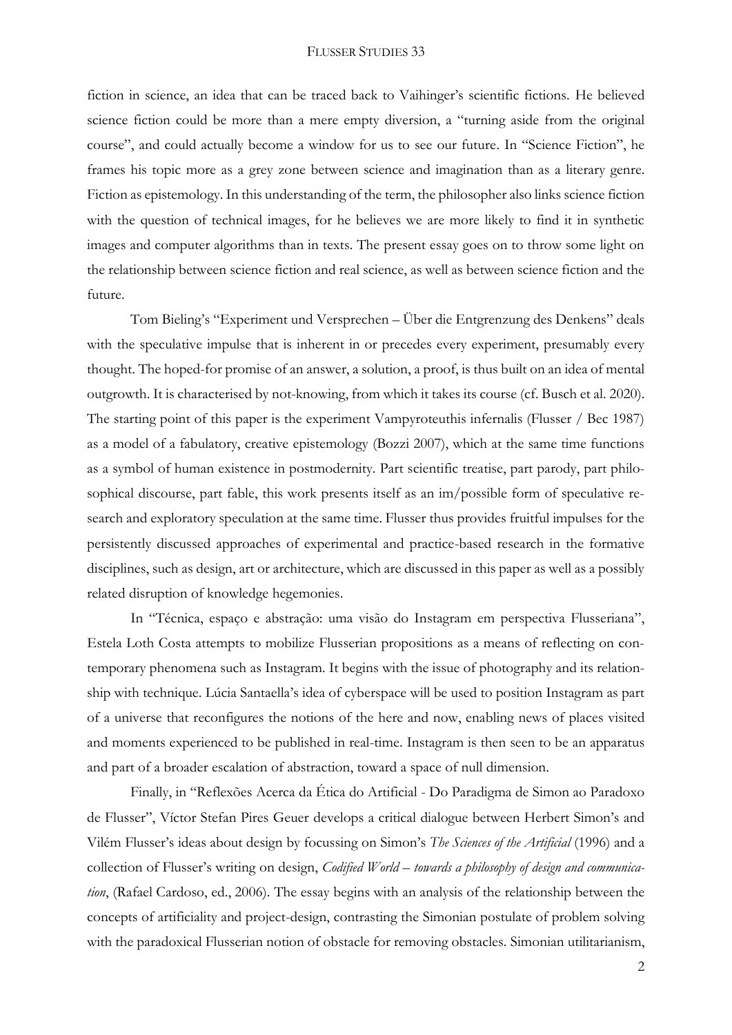fiction in science, an idea that can be traced back to Vaihinger's scientific fictions. He believed science fiction could be more than a mere empty diversion, a "turning aside from the original course", and could actually become a window for us to see our future. In "Science Fiction", he frames his topic more as a grey zone between science and imagination than as a literary genre. Fiction as epistemology. In this understanding of the term, the philosopher also links science fiction with the question of technical images, for he believes we are more likely to find it in synthetic images and computer algorithms than in texts. The present essay goes on to throw some light on the relationship between science fiction and real science, as well as between science fiction and the future.

Tom Bieling's "Experiment und Versprechen – Über die Entgrenzung des Denkens" deals with the speculative impulse that is inherent in or precedes every experiment, presumably every thought. The hoped-for promise of an answer, a solution, a proof, is thus built on an idea of mental outgrowth. It is characterised by not-knowing, from which it takes its course (cf. Busch et al. 2020). The starting point of this paper is the experiment Vampyroteuthis infernalis (Flusser / Bec 1987) as a model of a fabulatory, creative epistemology (Bozzi 2007), which at the same time functions as a symbol of human existence in postmodernity. Part scientific treatise, part parody, part philosophical discourse, part fable, this work presents itself as an im/possible form of speculative research and exploratory speculation at the same time. Flusser thus provides fruitful impulses for the persistently discussed approaches of experimental and practice-based research in the formative disciplines, such as design, art or architecture, which are discussed in this paper as well as a possibly related disruption of knowledge hegemonies.

In "Técnica, espaço e abstração: uma visão do Instagram em perspectiva Flusseriana", Estela Loth Costa attempts to mobilize Flusserian propositions as a means of reflecting on contemporary phenomena such as Instagram. It begins with the issue of photography and its relationship with technique. Lúcia Santaella's idea of cyberspace will be used to position Instagram as part of a universe that reconfigures the notions of the here and now, enabling news of places visited and moments experienced to be published in real-time. Instagram is then seen to be an apparatus and part of a broader escalation of abstraction, toward a space of null dimension.

Finally, in "Reflexões Acerca da Ética do Artificial - Do Paradigma de Simon ao Paradoxo de Flusser", Víctor Stefan Pires Geuer develops a critical dialogue between Herbert Simon's and Vilém Flusser's ideas about design by focussing on Simon's *The Sciences of the Artificial* (1996) and a collection of Flusser's writing on design, *Codified World – towards a philosophy of design and communication*, (Rafael Cardoso, ed., 2006). The essay begins with an analysis of the relationship between the concepts of artificiality and project-design, contrasting the Simonian postulate of problem solving with the paradoxical Flusserian notion of obstacle for removing obstacles. Simonian utilitarianism,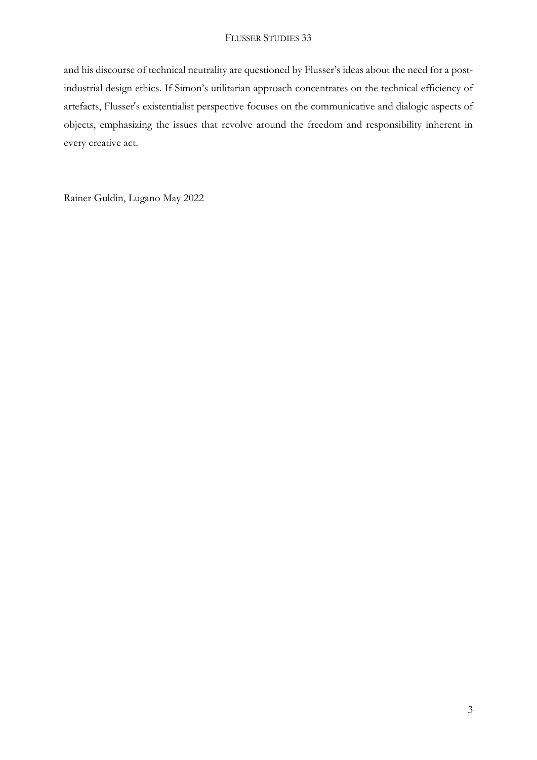and his discourse of technical neutrality are questioned by Flusser's ideas about the need for a post-industrial design ethics. If Simon's utilitarian approach concentrates on the technical efficiency of artefacts, Flusser's existentialist perspective focuses on the communicative and dialogic aspects of objects, emphasizing the issues that revolve around the freedom and responsibility inherent in every creative act.

Rainer Guldin, Lugano May 2022